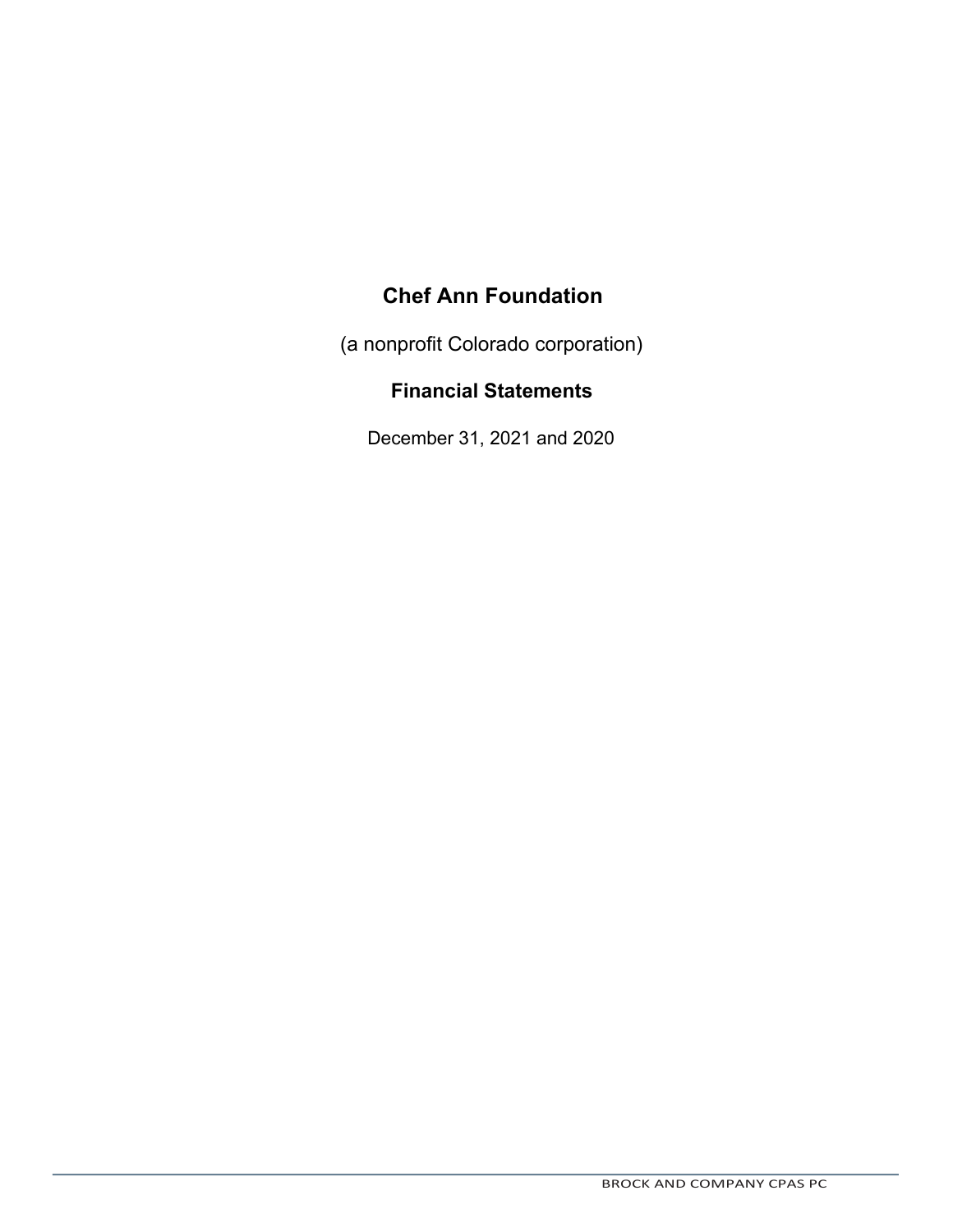# Chef Ann Foundation

(a nonprofit Colorado corporation)

## Financial Statements

December 31, 2021 and 2020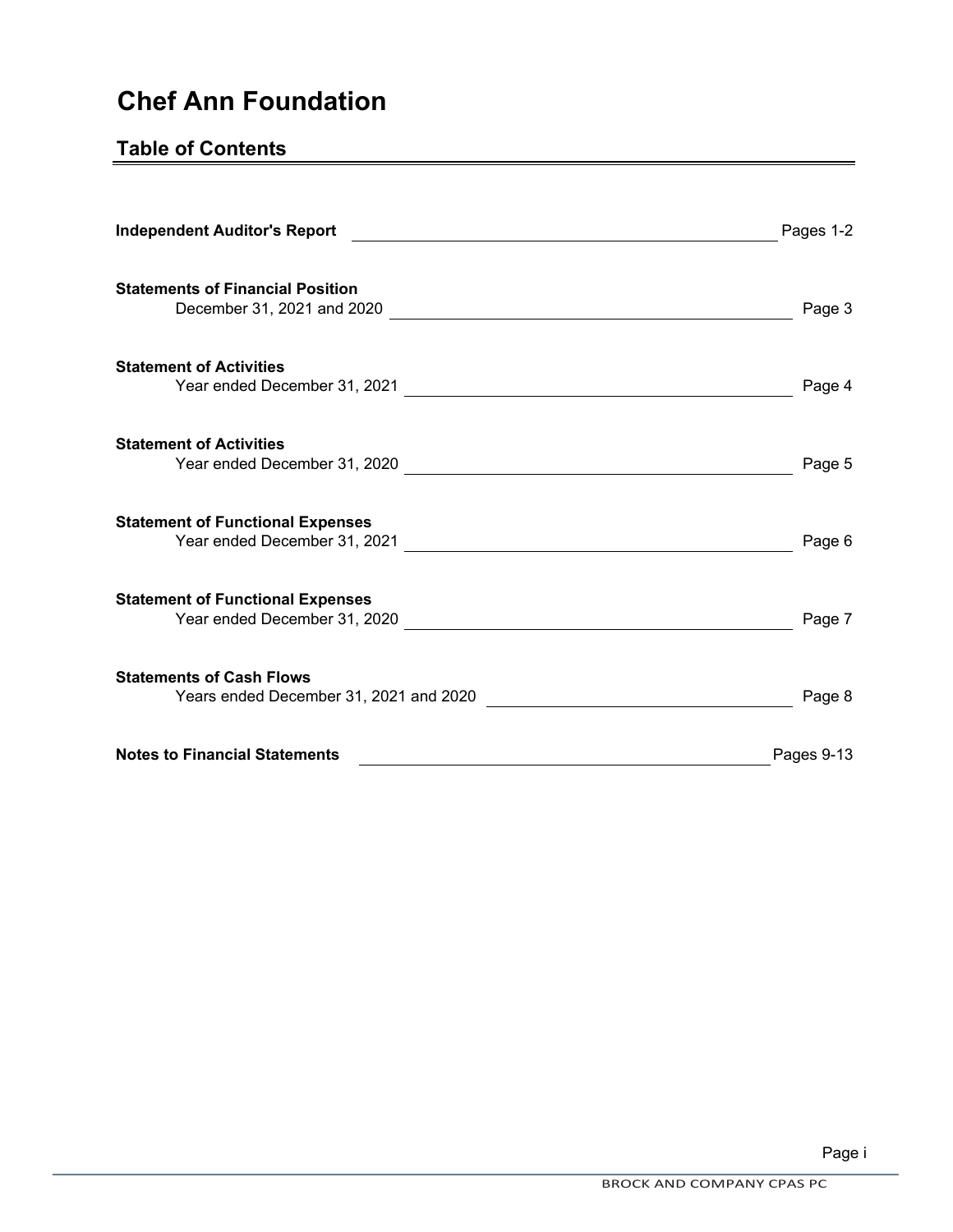# Chef Ann Foundation

## Table of Contents

| | |
|---|---|
| **Independent Auditor's Report** | Pages 1-2 |
| **Statements of Financial Position**<br>December 31, 2021 and 2020 | Page 3 |
| **Statement of Activities**<br>Year ended December 31, 2021 | Page 4 |
| **Statement of Activities**<br>Year ended December 31, 2020 | Page 5 |
| **Statement of Functional Expenses**<br>Year ended December 31, 2021 | Page 6 |
| **Statement of Functional Expenses**<br>Year ended December 31, 2020 | Page 7 |
| **Statements of Cash Flows**<br>Years ended December 31, 2021 and 2020 | Page 8 |
| **Notes to Financial Statements** | Pages 9-13 |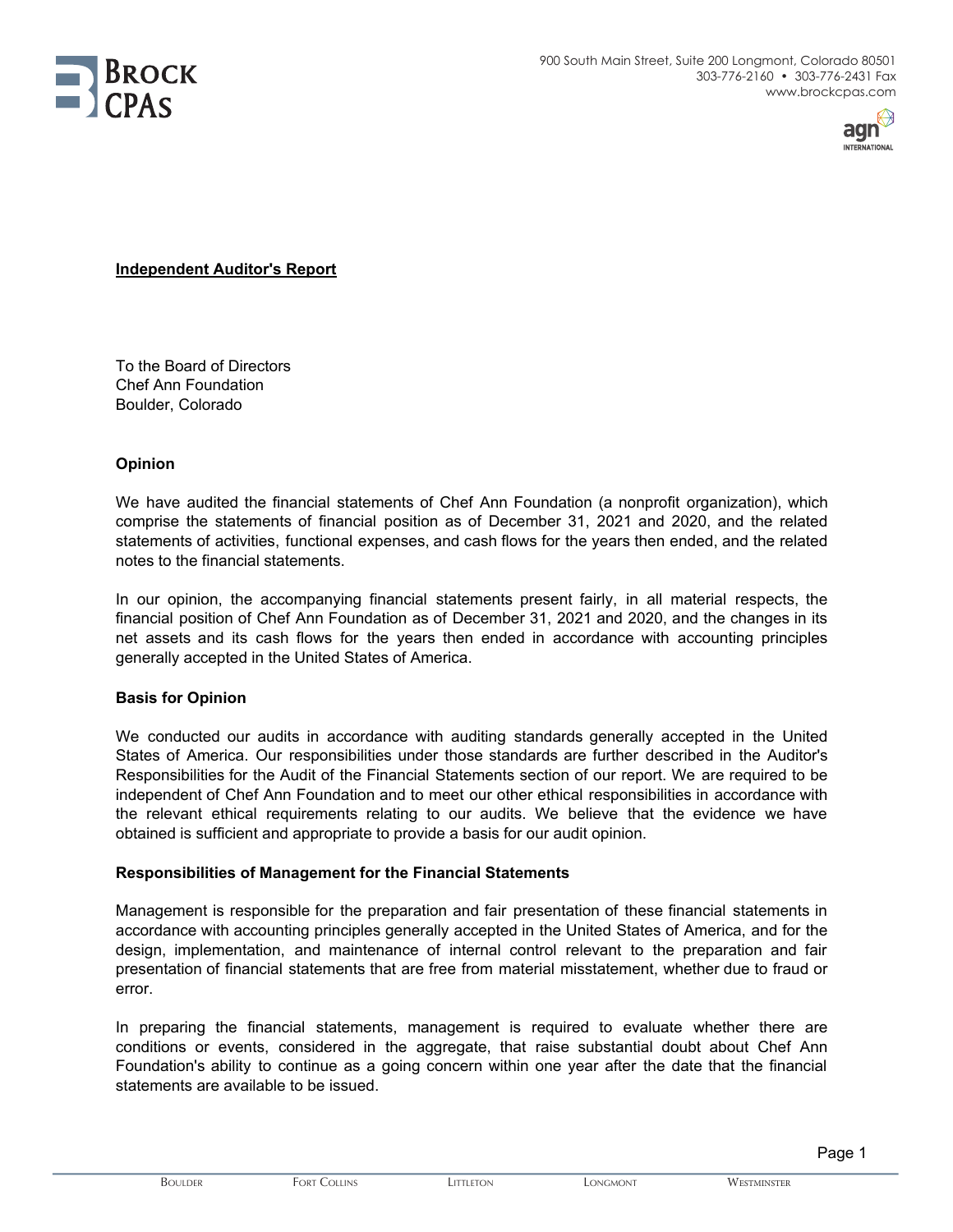**Independent Auditor's Report**

To the Board of Directors
Chef Ann Foundation
Boulder, Colorado

**Opinion**

We have audited the financial statements of Chef Ann Foundation (a nonprofit organization), which comprise the statements of financial position as of December 31, 2021 and 2020, and the related statements of activities, functional expenses, and cash flows for the years then ended, and the related notes to the financial statements.

In our opinion, the accompanying financial statements present fairly, in all material respects, the financial position of Chef Ann Foundation as of December 31, 2021 and 2020, and the changes in its net assets and its cash flows for the years then ended in accordance with accounting principles generally accepted in the United States of America.

**Basis for Opinion**

We conducted our audits in accordance with auditing standards generally accepted in the United States of America. Our responsibilities under those standards are further described in the Auditor's Responsibilities for the Audit of the Financial Statements section of our report. We are required to be independent of Chef Ann Foundation and to meet our other ethical responsibilities in accordance with the relevant ethical requirements relating to our audits. We believe that the evidence we have obtained is sufficient and appropriate to provide a basis for our audit opinion.

**Responsibilities of Management for the Financial Statements**

Management is responsible for the preparation and fair presentation of these financial statements in accordance with accounting principles generally accepted in the United States of America, and for the design, implementation, and maintenance of internal control relevant to the preparation and fair presentation of financial statements that are free from material misstatement, whether due to fraud or error.

In preparing the financial statements, management is required to evaluate whether there are conditions or events, considered in the aggregate, that raise substantial doubt about Chef Ann Foundation's ability to continue as a going concern within one year after the date that the financial statements are available to be issued.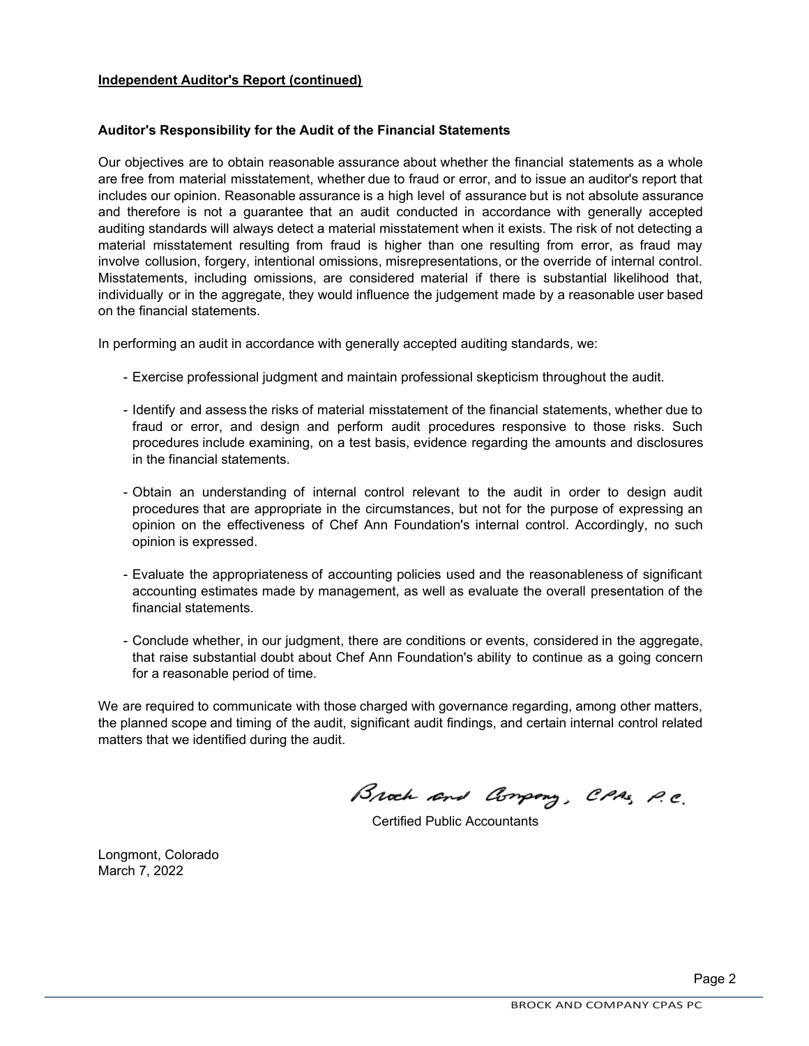**Independent Auditor's Report (continued)**

**Auditor's Responsibility for the Audit of the Financial Statements**

Our objectives are to obtain reasonable assurance about whether the financial statements as a whole are free from material misstatement, whether due to fraud or error, and to issue an auditor's report that includes our opinion. Reasonable assurance is a high level of assurance but is not absolute assurance and therefore is not a guarantee that an audit conducted in accordance with generally accepted auditing standards will always detect a material misstatement when it exists. The risk of not detecting a material misstatement resulting from fraud is higher than one resulting from error, as fraud may involve collusion, forgery, intentional omissions, misrepresentations, or the override of internal control. Misstatements, including omissions, are considered material if there is substantial likelihood that, individually or in the aggregate, they would influence the judgement made by a reasonable user based on the financial statements.

In performing an audit in accordance with generally accepted auditing standards, we:

- Exercise professional judgment and maintain professional skepticism throughout the audit.

- Identify and assess the risks of material misstatement of the financial statements, whether due to fraud or error, and design and perform audit procedures responsive to those risks. Such procedures include examining, on a test basis, evidence regarding the amounts and disclosures in the financial statements.

- Obtain an understanding of internal control relevant to the audit in order to design audit procedures that are appropriate in the circumstances, but not for the purpose of expressing an opinion on the effectiveness of Chef Ann Foundation's internal control. Accordingly, no such opinion is expressed.

- Evaluate the appropriateness of accounting policies used and the reasonableness of significant accounting estimates made by management, as well as evaluate the overall presentation of the financial statements.

- Conclude whether, in our judgment, there are conditions or events, considered in the aggregate, that raise substantial doubt about Chef Ann Foundation's ability to continue as a going concern for a reasonable period of time.

We are required to communicate with those charged with governance regarding, among other matters, the planned scope and timing of the audit, significant audit findings, and certain internal control related matters that we identified during the audit.

Brock and Company, CPAs, P.C.

Certified Public Accountants

Longmont, Colorado
March 7, 2022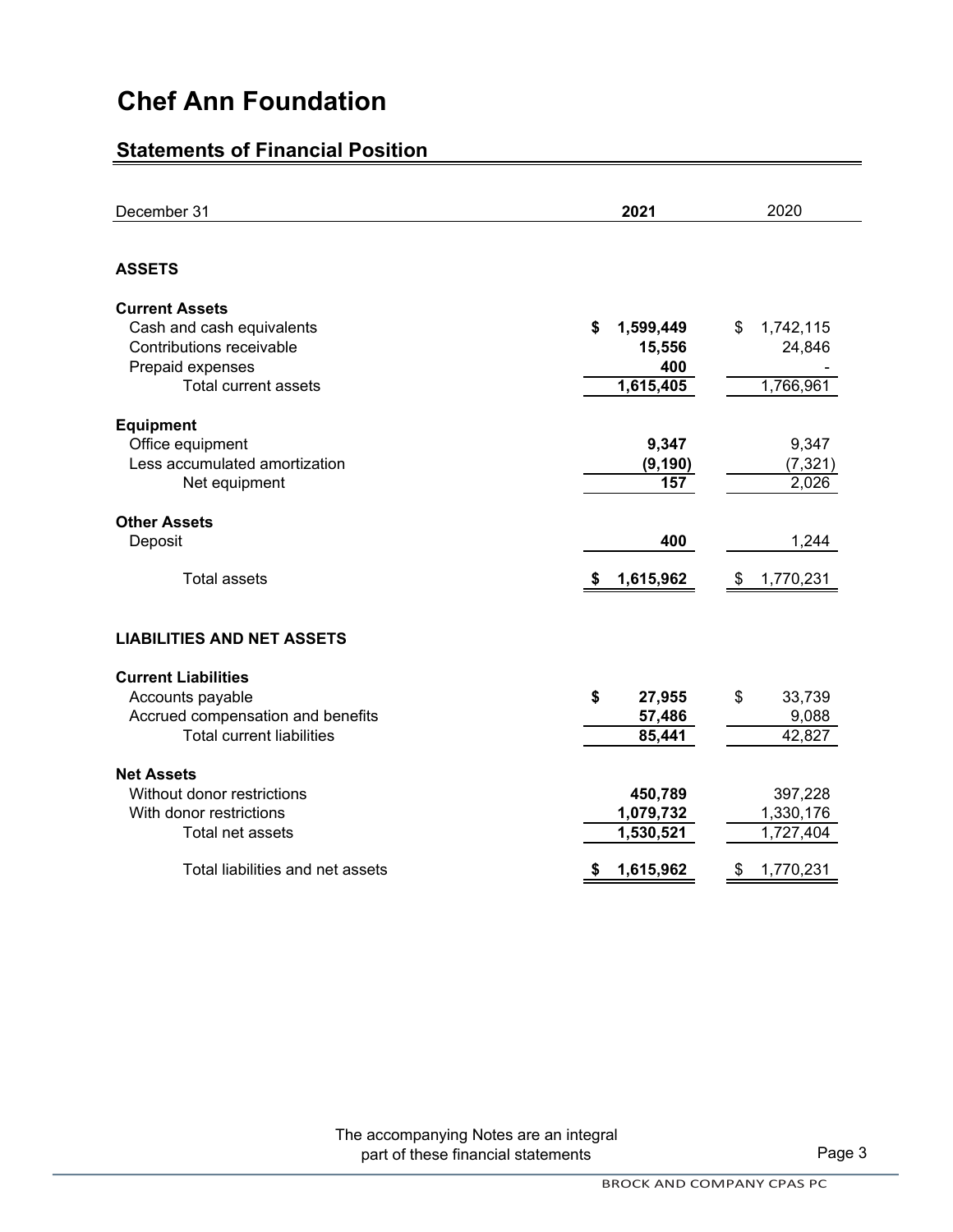# Chef Ann Foundation

## Statements of Financial Position

| December 31 | 2021 | 2020 |
|---|---|---|
| **ASSETS** | | |
| **Current Assets** | | |
| Cash and cash equivalents | **$ 1,599,449** | $ 1,742,115 |
| Contributions receivable | **15,556** | 24,846 |
| Prepaid expenses | **400** | - |
| Total current assets | **1,615,405** | 1,766,961 |
| **Equipment** | | |
| Office equipment | **9,347** | 9,347 |
| Less accumulated amortization | **(9,190)** | (7,321) |
| Net equipment | **157** | 2,026 |
| **Other Assets** | | |
| Deposit | **400** | 1,244 |
| Total assets | **$ 1,615,962** | $ 1,770,231 |
| **LIABILITIES AND NET ASSETS** | | |
| **Current Liabilities** | | |
| Accounts payable | **$ 27,955** | $ 33,739 |
| Accrued compensation and benefits | **57,486** | 9,088 |
| Total current liabilities | **85,441** | 42,827 |
| **Net Assets** | | |
| Without donor restrictions | **450,789** | 397,228 |
| With donor restrictions | **1,079,732** | 1,330,176 |
| Total net assets | **1,530,521** | 1,727,404 |
| Total liabilities and net assets | **$ 1,615,962** | $ 1,770,231 |

The accompanying Notes are an integral part of these financial statements

BROCK AND COMPANY CPAS PC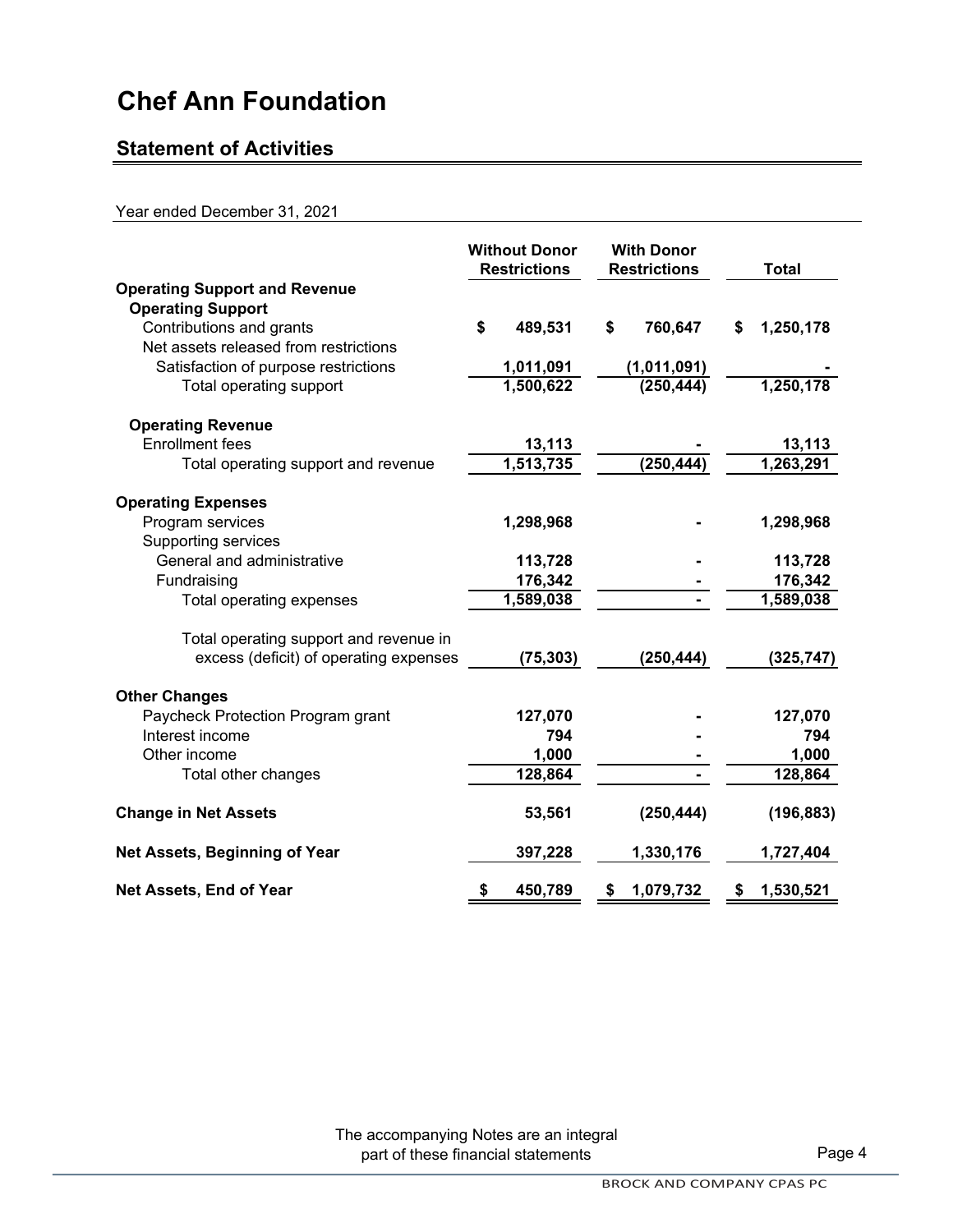# Chef Ann Foundation

## Statement of Activities

Year ended December 31, 2021

| | Without Donor Restrictions | With Donor Restrictions | Total |
|---|---|---|---|
| **Operating Support and Revenue** | | | |
| **Operating Support** | | | |
| Contributions and grants | $ 489,531 | $ 760,647 | $ 1,250,178 |
| Net assets released from restrictions | | | |
| Satisfaction of purpose restrictions | 1,011,091 | (1,011,091) | - |
| Total operating support | 1,500,622 | (250,444) | 1,250,178 |
| **Operating Revenue** | | | |
| Enrollment fees | 13,113 | - | 13,113 |
| Total operating support and revenue | 1,513,735 | (250,444) | 1,263,291 |
| **Operating Expenses** | | | |
| Program services | 1,298,968 | - | 1,298,968 |
| Supporting services | | | |
| General and administrative | 113,728 | - | 113,728 |
| Fundraising | 176,342 | - | 176,342 |
| Total operating expenses | 1,589,038 | - | 1,589,038 |
| Total operating support and revenue in excess (deficit) of operating expenses | (75,303) | (250,444) | (325,747) |
| **Other Changes** | | | |
| Paycheck Protection Program grant | 127,070 | - | 127,070 |
| Interest income | 794 | - | 794 |
| Other income | 1,000 | - | 1,000 |
| Total other changes | 128,864 | - | 128,864 |
| **Change in Net Assets** | 53,561 | (250,444) | (196,883) |
| **Net Assets, Beginning of Year** | 397,228 | 1,330,176 | 1,727,404 |
| **Net Assets, End of Year** | $ 450,789 | $ 1,079,732 | $ 1,530,521 |

The accompanying Notes are an integral part of these financial statements

BROCK AND COMPANY CPAS PC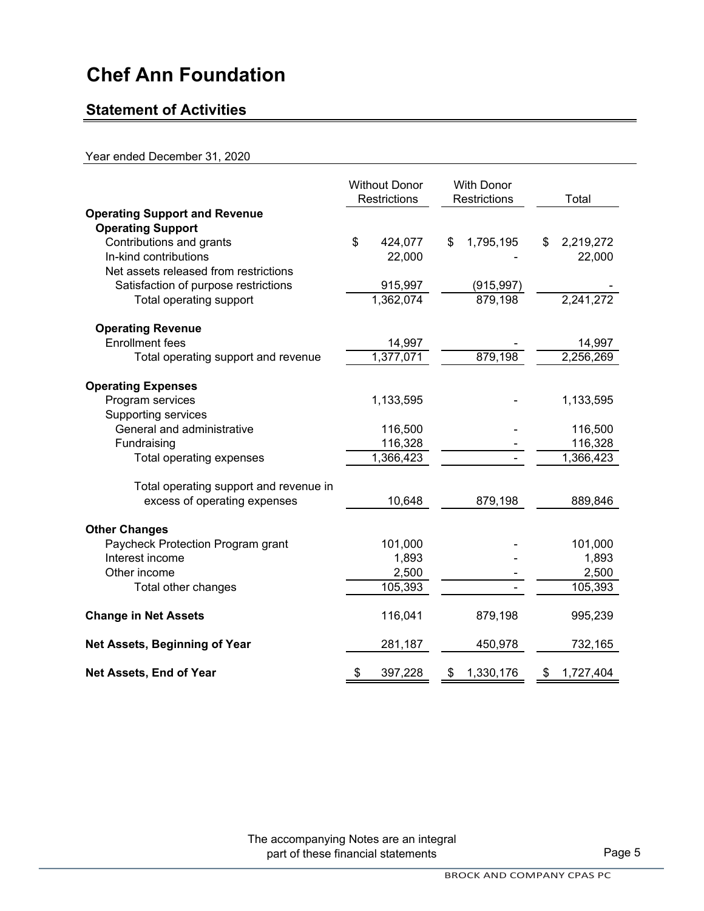# Chef Ann Foundation

## Statement of Activities

Year ended December 31, 2020

| | Without Donor Restrictions | With Donor Restrictions | Total |
|---|---|---|---|
| **Operating Support and Revenue** | | | |
| **Operating Support** | | | |
| Contributions and grants | $ 424,077 | $ 1,795,195 | $ 2,219,272 |
| In-kind contributions | 22,000 | - | 22,000 |
| Net assets released from restrictions | | | |
| Satisfaction of purpose restrictions | 915,997 | (915,997) | - |
| Total operating support | 1,362,074 | 879,198 | 2,241,272 |
| **Operating Revenue** | | | |
| Enrollment fees | 14,997 | - | 14,997 |
| Total operating support and revenue | 1,377,071 | 879,198 | 2,256,269 |
| **Operating Expenses** | | | |
| Program services | 1,133,595 | - | 1,133,595 |
| Supporting services | | | |
| General and administrative | 116,500 | - | 116,500 |
| Fundraising | 116,328 | - | 116,328 |
| Total operating expenses | 1,366,423 | - | 1,366,423 |
| Total operating support and revenue in excess of operating expenses | 10,648 | 879,198 | 889,846 |
| **Other Changes** | | | |
| Paycheck Protection Program grant | 101,000 | - | 101,000 |
| Interest income | 1,893 | - | 1,893 |
| Other income | 2,500 | - | 2,500 |
| Total other changes | 105,393 | - | 105,393 |
| **Change in Net Assets** | 116,041 | 879,198 | 995,239 |
| **Net Assets, Beginning of Year** | 281,187 | 450,978 | 732,165 |
| **Net Assets, End of Year** | $ 397,228 | $ 1,330,176 | $ 1,727,404 |

The accompanying Notes are an integral part of these financial statements

BROCK AND COMPANY CPAS PC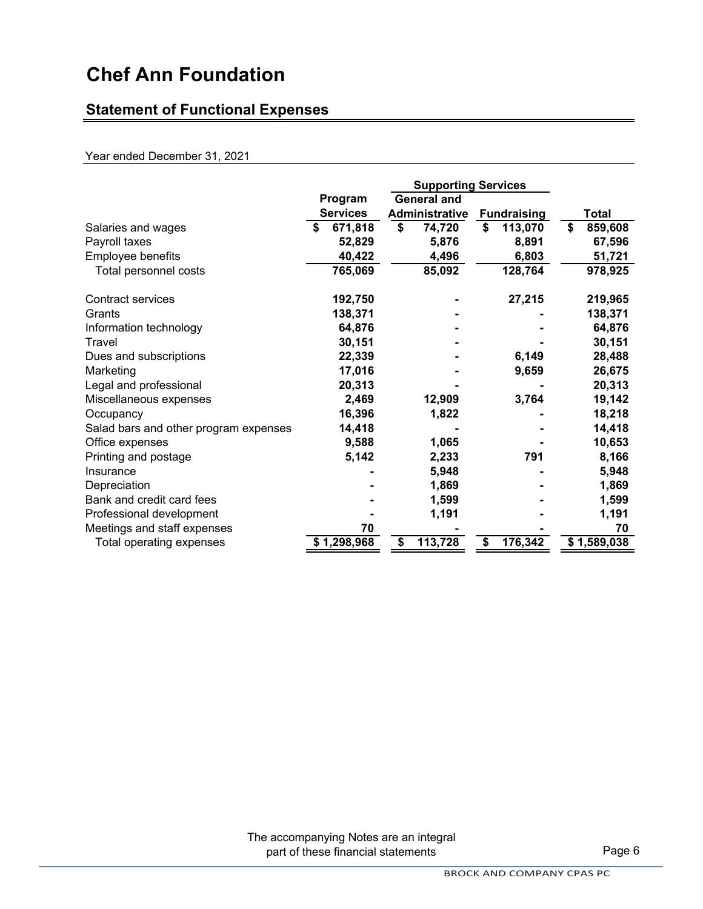# Chef Ann Foundation

## Statement of Functional Expenses

Year ended December 31, 2021

| | Program Services | Supporting Services | | Total |
|---|---|---|---|---|
| | | General and Administrative | Fundraising | |
| Salaries and wages | $ 671,818 | $ 74,720 | $ 113,070 | $ 859,608 |
| Payroll taxes | 52,829 | 5,876 | 8,891 | 67,596 |
| Employee benefits | 40,422 | 4,496 | 6,803 | 51,721 |
| Total personnel costs | 765,069 | 85,092 | 128,764 | 978,925 |
| | | | | |
| Contract services | 192,750 | - | 27,215 | 219,965 |
| Grants | 138,371 | - | - | 138,371 |
| Information technology | 64,876 | - | - | 64,876 |
| Travel | 30,151 | - | - | 30,151 |
| Dues and subscriptions | 22,339 | - | 6,149 | 28,488 |
| Marketing | 17,016 | - | 9,659 | 26,675 |
| Legal and professional | 20,313 | - | - | 20,313 |
| Miscellaneous expenses | 2,469 | 12,909 | 3,764 | 19,142 |
| Occupancy | 16,396 | 1,822 | - | 18,218 |
| Salad bars and other program expenses | 14,418 | - | - | 14,418 |
| Office expenses | 9,588 | 1,065 | - | 10,653 |
| Printing and postage | 5,142 | 2,233 | 791 | 8,166 |
| Insurance | - | 5,948 | - | 5,948 |
| Depreciation | - | 1,869 | - | 1,869 |
| Bank and credit card fees | - | 1,599 | - | 1,599 |
| Professional development | - | 1,191 | - | 1,191 |
| Meetings and staff expenses | 70 | - | - | 70 |
| Total operating expenses | $ 1,298,968 | $ 113,728 | $ 176,342 | $ 1,589,038 |

The accompanying Notes are an integral part of these financial statements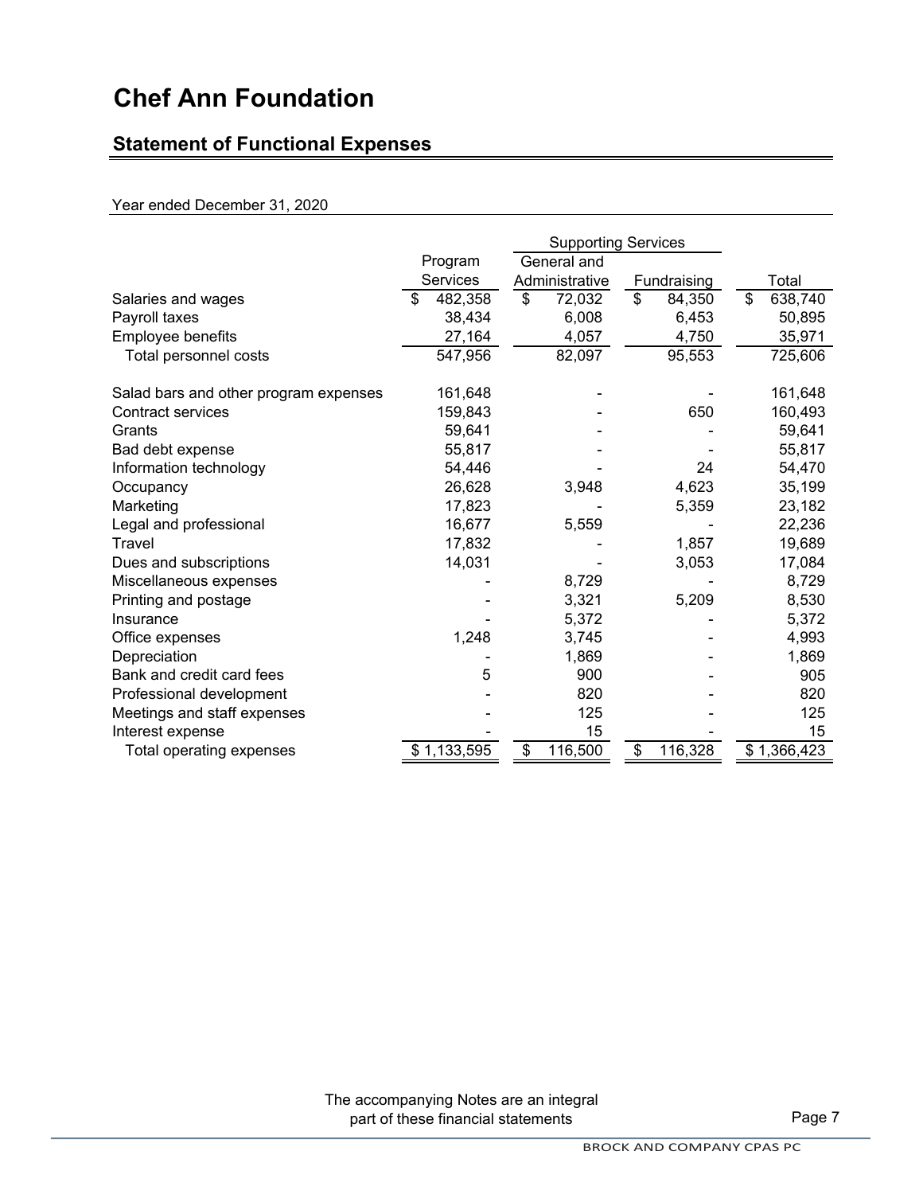# Chef Ann Foundation

## Statement of Functional Expenses

Year ended December 31, 2020

| | Program Services | Supporting Services | | Total |
|---|---|---|---|---|
| | | General and Administrative | Fundraising | |
| Salaries and wages | $ 482,358 | $ 72,032 | $ 84,350 | $ 638,740 |
| Payroll taxes | 38,434 | 6,008 | 6,453 | 50,895 |
| Employee benefits | 27,164 | 4,057 | 4,750 | 35,971 |
| Total personnel costs | 547,956 | 82,097 | 95,553 | 725,606 |
| Salad bars and other program expenses | 161,648 | - | - | 161,648 |
| Contract services | 159,843 | - | 650 | 160,493 |
| Grants | 59,641 | - | - | 59,641 |
| Bad debt expense | 55,817 | - | - | 55,817 |
| Information technology | 54,446 | - | 24 | 54,470 |
| Occupancy | 26,628 | 3,948 | 4,623 | 35,199 |
| Marketing | 17,823 | - | 5,359 | 23,182 |
| Legal and professional | 16,677 | 5,559 | - | 22,236 |
| Travel | 17,832 | - | 1,857 | 19,689 |
| Dues and subscriptions | 14,031 | - | 3,053 | 17,084 |
| Miscellaneous expenses | - | 8,729 | - | 8,729 |
| Printing and postage | - | 3,321 | 5,209 | 8,530 |
| Insurance | - | 5,372 | - | 5,372 |
| Office expenses | 1,248 | 3,745 | - | 4,993 |
| Depreciation | - | 1,869 | - | 1,869 |
| Bank and credit card fees | 5 | 900 | - | 905 |
| Professional development | - | 820 | - | 820 |
| Meetings and staff expenses | - | 125 | - | 125 |
| Interest expense | - | 15 | - | 15 |
| Total operating expenses | $ 1,133,595 | $ 116,500 | $ 116,328 | $ 1,366,423 |

The accompanying Notes are an integral part of these financial statements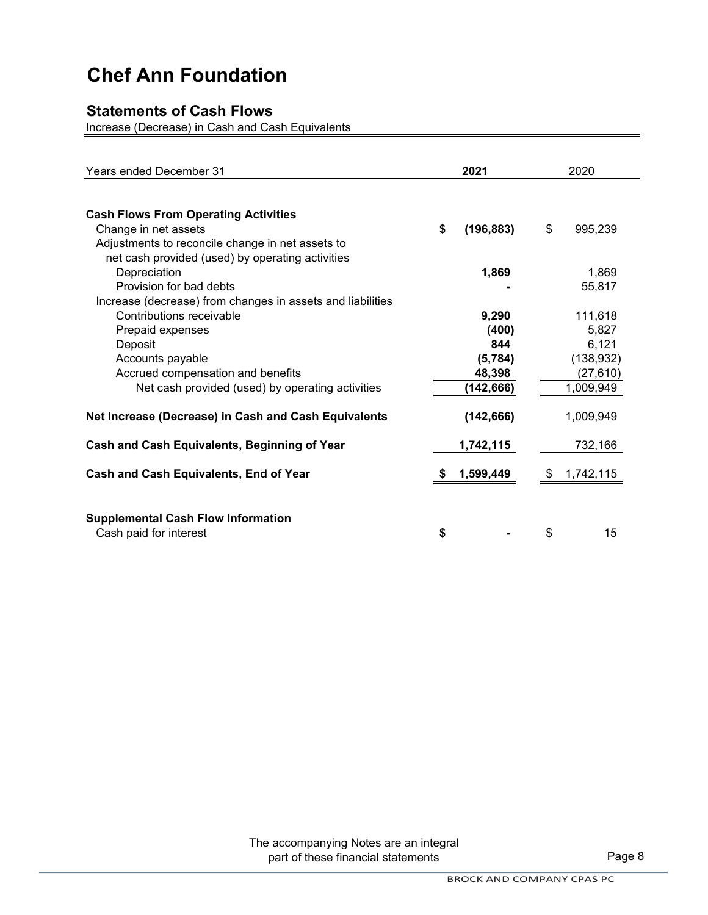# Chef Ann Foundation

## Statements of Cash Flows

Increase (Decrease) in Cash and Cash Equivalents

| Years ended December 31 | 2021 | 2020 |
|---|---|---|
| **Cash Flows From Operating Activities** | | |
| Change in net assets | $ (196,883) | $ 995,239 |
| Adjustments to reconcile change in net assets to net cash provided (used) by operating activities | | |
| Depreciation | 1,869 | 1,869 |
| Provision for bad debts | - | 55,817 |
| Increase (decrease) from changes in assets and liabilities | | |
| Contributions receivable | 9,290 | 111,618 |
| Prepaid expenses | (400) | 5,827 |
| Deposit | 844 | 6,121 |
| Accounts payable | (5,784) | (138,932) |
| Accrued compensation and benefits | 48,398 | (27,610) |
| Net cash provided (used) by operating activities | (142,666) | 1,009,949 |
| **Net Increase (Decrease) in Cash and Cash Equivalents** | (142,666) | 1,009,949 |
| **Cash and Cash Equivalents, Beginning of Year** | 1,742,115 | 732,166 |
| **Cash and Cash Equivalents, End of Year** | $ 1,599,449 | $ 1,742,115 |
| **Supplemental Cash Flow Information** | | |
| Cash paid for interest | $ - | $ 15 |

The accompanying Notes are an integral part of these financial statements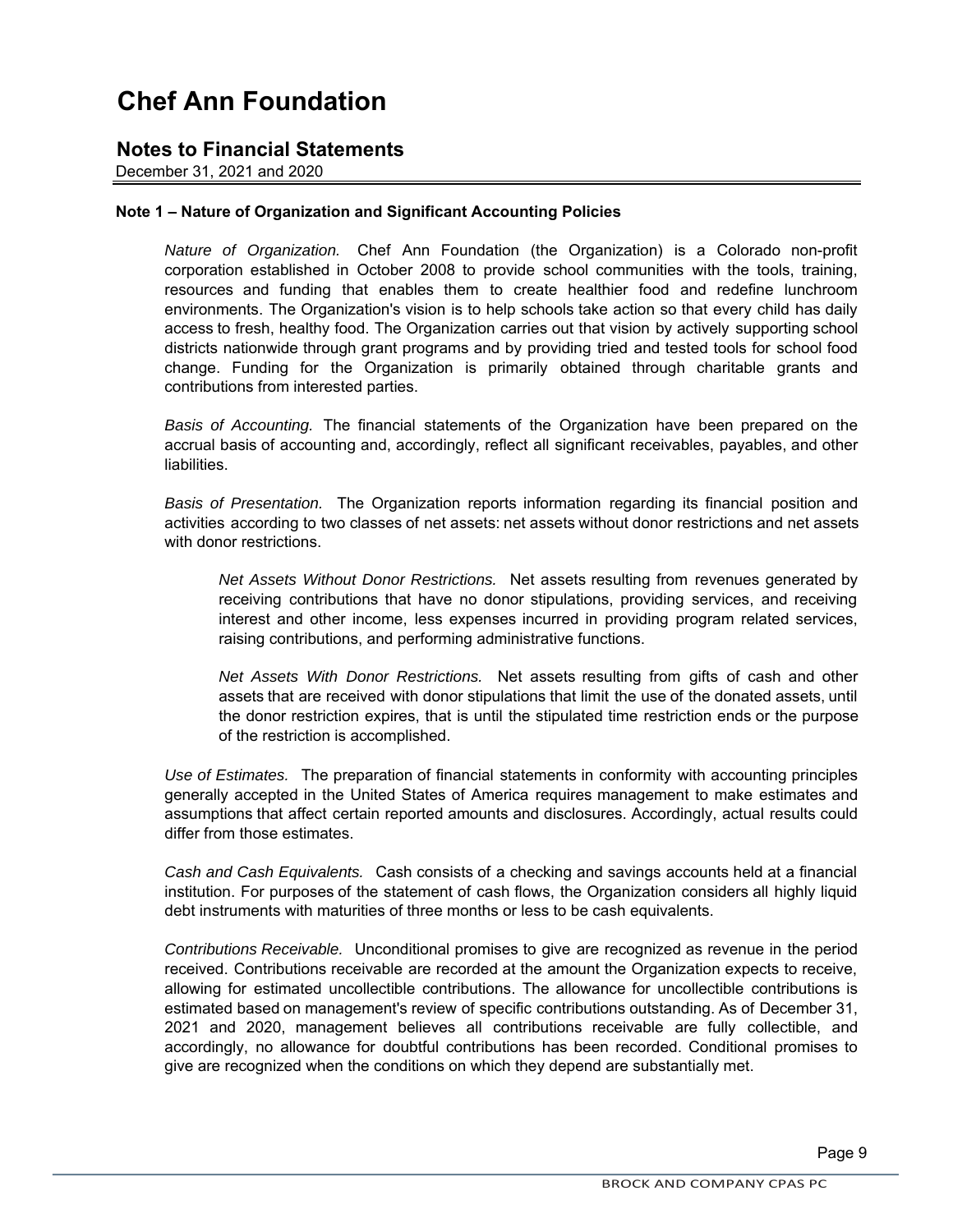# Chef Ann Foundation

## Notes to Financial Statements

December 31, 2021 and 2020

**Note 1 – Nature of Organization and Significant Accounting Policies**

*Nature of Organization.* Chef Ann Foundation (the Organization) is a Colorado non-profit corporation established in October 2008 to provide school communities with the tools, training, resources and funding that enables them to create healthier food and redefine lunchroom environments. The Organization's vision is to help schools take action so that every child has daily access to fresh, healthy food. The Organization carries out that vision by actively supporting school districts nationwide through grant programs and by providing tried and tested tools for school food change. Funding for the Organization is primarily obtained through charitable grants and contributions from interested parties.

*Basis of Accounting.* The financial statements of the Organization have been prepared on the accrual basis of accounting and, accordingly, reflect all significant receivables, payables, and other liabilities.

*Basis of Presentation.* The Organization reports information regarding its financial position and activities according to two classes of net assets: net assets without donor restrictions and net assets with donor restrictions.

*Net Assets Without Donor Restrictions.* Net assets resulting from revenues generated by receiving contributions that have no donor stipulations, providing services, and receiving interest and other income, less expenses incurred in providing program related services, raising contributions, and performing administrative functions.

*Net Assets With Donor Restrictions.* Net assets resulting from gifts of cash and other assets that are received with donor stipulations that limit the use of the donated assets, until the donor restriction expires, that is until the stipulated time restriction ends or the purpose of the restriction is accomplished.

*Use of Estimates.* The preparation of financial statements in conformity with accounting principles generally accepted in the United States of America requires management to make estimates and assumptions that affect certain reported amounts and disclosures. Accordingly, actual results could differ from those estimates.

*Cash and Cash Equivalents.* Cash consists of a checking and savings accounts held at a financial institution. For purposes of the statement of cash flows, the Organization considers all highly liquid debt instruments with maturities of three months or less to be cash equivalents.

*Contributions Receivable.* Unconditional promises to give are recognized as revenue in the period received. Contributions receivable are recorded at the amount the Organization expects to receive, allowing for estimated uncollectible contributions. The allowance for uncollectible contributions is estimated based on management's review of specific contributions outstanding. As of December 31, 2021 and 2020, management believes all contributions receivable are fully collectible, and accordingly, no allowance for doubtful contributions has been recorded. Conditional promises to give are recognized when the conditions on which they depend are substantially met.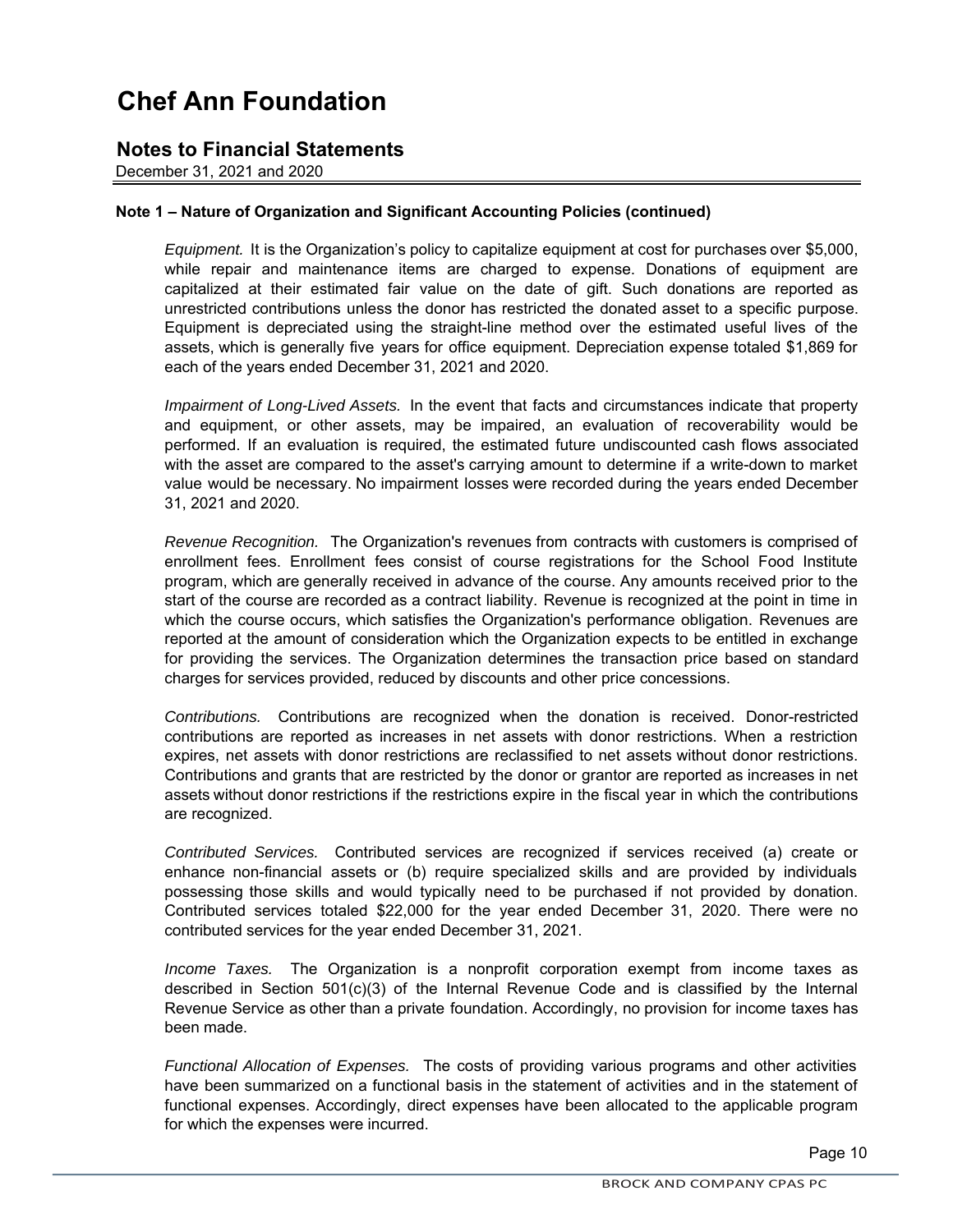# Chef Ann Foundation

## Notes to Financial Statements

December 31, 2021 and 2020

### Note 1 – Nature of Organization and Significant Accounting Policies (continued)

*Equipment.* It is the Organization's policy to capitalize equipment at cost for purchases over $5,000, while repair and maintenance items are charged to expense. Donations of equipment are capitalized at their estimated fair value on the date of gift. Such donations are reported as unrestricted contributions unless the donor has restricted the donated asset to a specific purpose. Equipment is depreciated using the straight-line method over the estimated useful lives of the assets, which is generally five years for office equipment. Depreciation expense totaled $1,869 for each of the years ended December 31, 2021 and 2020.

*Impairment of Long-Lived Assets.* In the event that facts and circumstances indicate that property and equipment, or other assets, may be impaired, an evaluation of recoverability would be performed. If an evaluation is required, the estimated future undiscounted cash flows associated with the asset are compared to the asset's carrying amount to determine if a write-down to market value would be necessary. No impairment losses were recorded during the years ended December 31, 2021 and 2020.

*Revenue Recognition.* The Organization's revenues from contracts with customers is comprised of enrollment fees. Enrollment fees consist of course registrations for the School Food Institute program, which are generally received in advance of the course. Any amounts received prior to the start of the course are recorded as a contract liability. Revenue is recognized at the point in time in which the course occurs, which satisfies the Organization's performance obligation. Revenues are reported at the amount of consideration which the Organization expects to be entitled in exchange for providing the services. The Organization determines the transaction price based on standard charges for services provided, reduced by discounts and other price concessions.

*Contributions.* Contributions are recognized when the donation is received. Donor-restricted contributions are reported as increases in net assets with donor restrictions. When a restriction expires, net assets with donor restrictions are reclassified to net assets without donor restrictions. Contributions and grants that are restricted by the donor or grantor are reported as increases in net assets without donor restrictions if the restrictions expire in the fiscal year in which the contributions are recognized.

*Contributed Services.* Contributed services are recognized if services received (a) create or enhance non-financial assets or (b) require specialized skills and are provided by individuals possessing those skills and would typically need to be purchased if not provided by donation. Contributed services totaled $22,000 for the year ended December 31, 2020. There were no contributed services for the year ended December 31, 2021.

*Income Taxes.* The Organization is a nonprofit corporation exempt from income taxes as described in Section 501(c)(3) of the Internal Revenue Code and is classified by the Internal Revenue Service as other than a private foundation. Accordingly, no provision for income taxes has been made.

*Functional Allocation of Expenses.* The costs of providing various programs and other activities have been summarized on a functional basis in the statement of activities and in the statement of functional expenses. Accordingly, direct expenses have been allocated to the applicable program for which the expenses were incurred.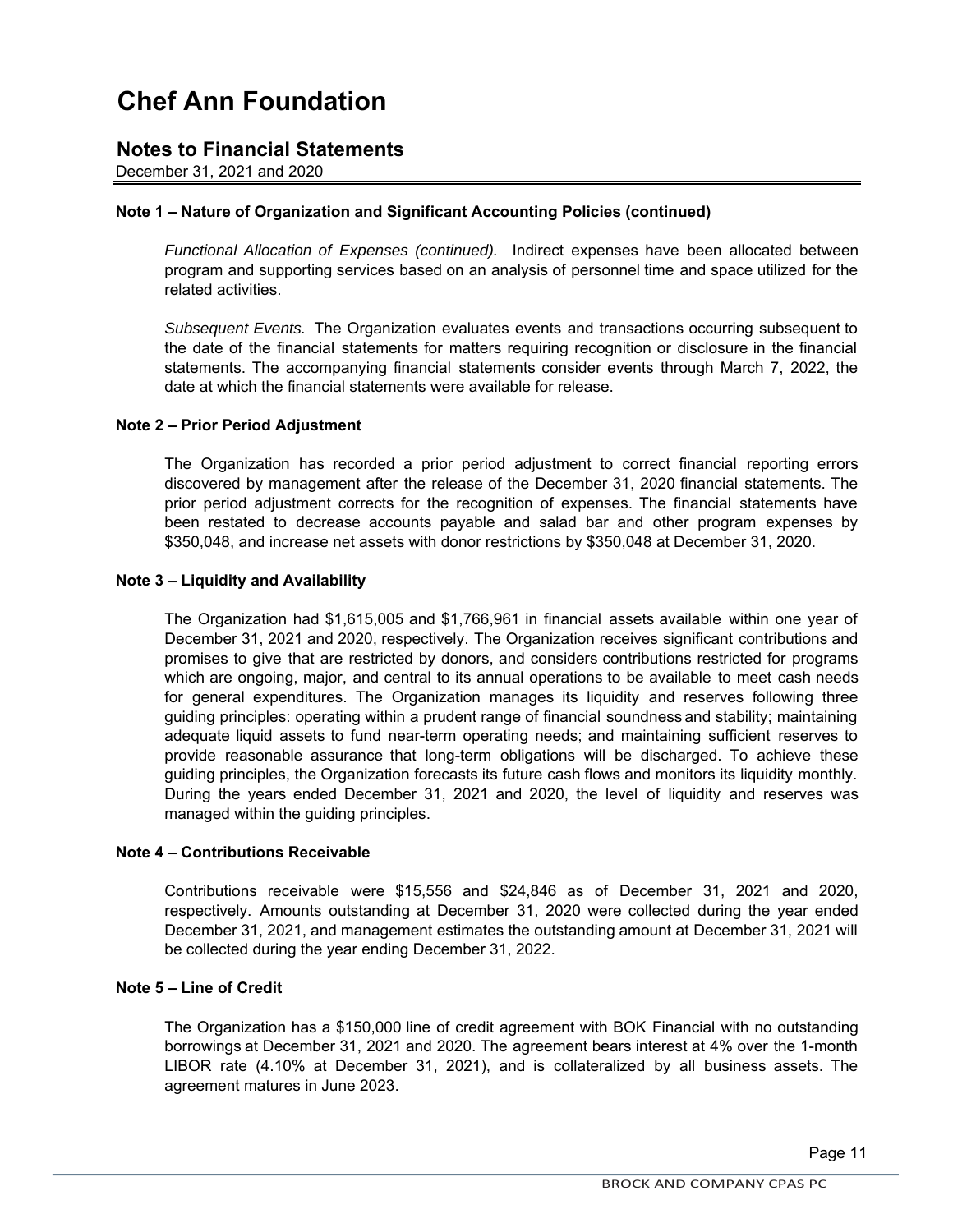# Chef Ann Foundation

## Notes to Financial Statements

December 31, 2021 and 2020

### Note 1 – Nature of Organization and Significant Accounting Policies (continued)

*Functional Allocation of Expenses (continued).* Indirect expenses have been allocated between program and supporting services based on an analysis of personnel time and space utilized for the related activities.

*Subsequent Events.* The Organization evaluates events and transactions occurring subsequent to the date of the financial statements for matters requiring recognition or disclosure in the financial statements. The accompanying financial statements consider events through March 7, 2022, the date at which the financial statements were available for release.

### Note 2 – Prior Period Adjustment

The Organization has recorded a prior period adjustment to correct financial reporting errors discovered by management after the release of the December 31, 2020 financial statements. The prior period adjustment corrects for the recognition of expenses. The financial statements have been restated to decrease accounts payable and salad bar and other program expenses by $350,048, and increase net assets with donor restrictions by $350,048 at December 31, 2020.

### Note 3 – Liquidity and Availability

The Organization had $1,615,005 and $1,766,961 in financial assets available within one year of December 31, 2021 and 2020, respectively. The Organization receives significant contributions and promises to give that are restricted by donors, and considers contributions restricted for programs which are ongoing, major, and central to its annual operations to be available to meet cash needs for general expenditures. The Organization manages its liquidity and reserves following three guiding principles: operating within a prudent range of financial soundness and stability; maintaining adequate liquid assets to fund near-term operating needs; and maintaining sufficient reserves to provide reasonable assurance that long-term obligations will be discharged. To achieve these guiding principles, the Organization forecasts its future cash flows and monitors its liquidity monthly. During the years ended December 31, 2021 and 2020, the level of liquidity and reserves was managed within the guiding principles.

### Note 4 – Contributions Receivable

Contributions receivable were $15,556 and $24,846 as of December 31, 2021 and 2020, respectively. Amounts outstanding at December 31, 2020 were collected during the year ended December 31, 2021, and management estimates the outstanding amount at December 31, 2021 will be collected during the year ending December 31, 2022.

### Note 5 – Line of Credit

The Organization has a $150,000 line of credit agreement with BOK Financial with no outstanding borrowings at December 31, 2021 and 2020. The agreement bears interest at 4% over the 1-month LIBOR rate (4.10% at December 31, 2021), and is collateralized by all business assets. The agreement matures in June 2023.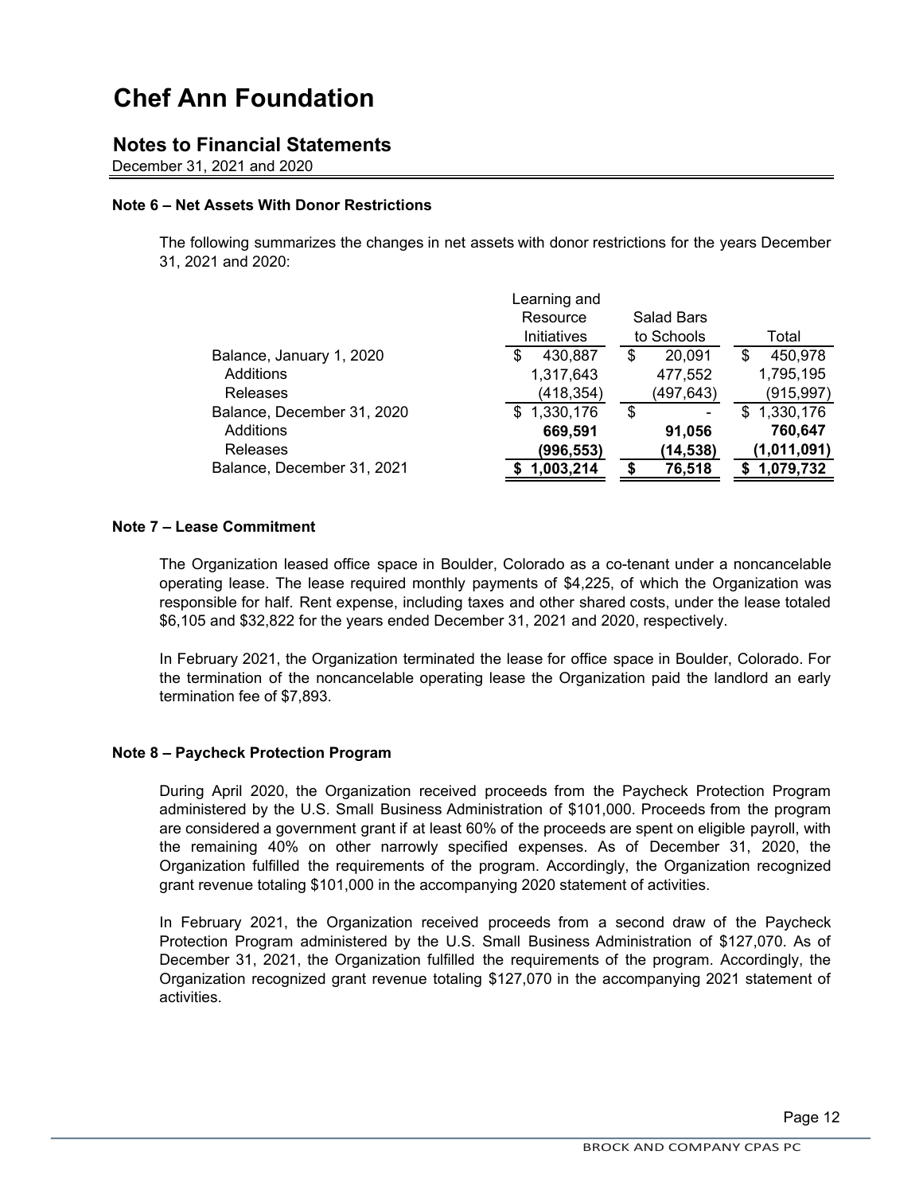# Chef Ann Foundation

## Notes to Financial Statements

December 31, 2021 and 2020

### Note 6 – Net Assets With Donor Restrictions

The following summarizes the changes in net assets with donor restrictions for the years December 31, 2021 and 2020:

| | Learning and Resource Initiatives | Salad Bars to Schools | Total |
|---|---|---|---|
| Balance, January 1, 2020 | $ 430,887 | $ 20,091 | $ 450,978 |
| Additions | 1,317,643 | 477,552 | 1,795,195 |
| Releases | (418,354) | (497,643) | (915,997) |
| Balance, December 31, 2020 | $ 1,330,176 | $ - | $ 1,330,176 |
| Additions | **669,591** | **91,056** | **760,647** |
| Releases | **(996,553)** | **(14,538)** | **(1,011,091)** |
| Balance, December 31, 2021 | **$ 1,003,214** | **$ 76,518** | **$ 1,079,732** |

### Note 7 – Lease Commitment

The Organization leased office space in Boulder, Colorado as a co-tenant under a noncancelable operating lease. The lease required monthly payments of $4,225, of which the Organization was responsible for half. Rent expense, including taxes and other shared costs, under the lease totaled $6,105 and $32,822 for the years ended December 31, 2021 and 2020, respectively.

In February 2021, the Organization terminated the lease for office space in Boulder, Colorado. For the termination of the noncancelable operating lease the Organization paid the landlord an early termination fee of $7,893.

### Note 8 – Paycheck Protection Program

During April 2020, the Organization received proceeds from the Paycheck Protection Program administered by the U.S. Small Business Administration of $101,000. Proceeds from the program are considered a government grant if at least 60% of the proceeds are spent on eligible payroll, with the remaining 40% on other narrowly specified expenses. As of December 31, 2020, the Organization fulfilled the requirements of the program. Accordingly, the Organization recognized grant revenue totaling $101,000 in the accompanying 2020 statement of activities.

In February 2021, the Organization received proceeds from a second draw of the Paycheck Protection Program administered by the U.S. Small Business Administration of $127,070. As of December 31, 2021, the Organization fulfilled the requirements of the program. Accordingly, the Organization recognized grant revenue totaling $127,070 in the accompanying 2021 statement of activities.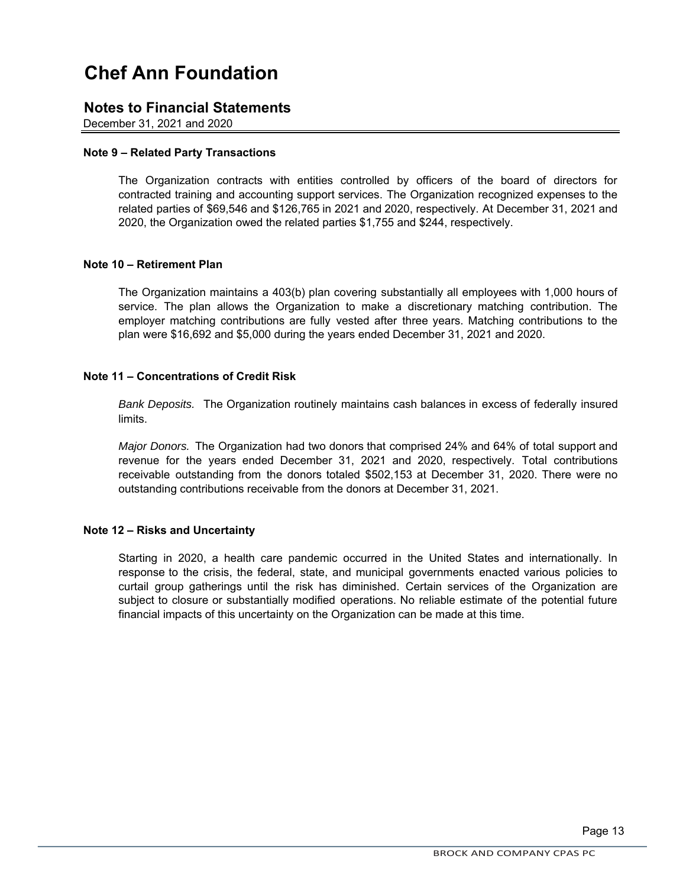# Chef Ann Foundation

## Notes to Financial Statements

December 31, 2021 and 2020

**Note 9 – Related Party Transactions**

The Organization contracts with entities controlled by officers of the board of directors for contracted training and accounting support services. The Organization recognized expenses to the related parties of $69,546 and $126,765 in 2021 and 2020, respectively. At December 31, 2021 and 2020, the Organization owed the related parties $1,755 and $244, respectively.

**Note 10 – Retirement Plan**

The Organization maintains a 403(b) plan covering substantially all employees with 1,000 hours of service. The plan allows the Organization to make a discretionary matching contribution. The employer matching contributions are fully vested after three years. Matching contributions to the plan were $16,692 and $5,000 during the years ended December 31, 2021 and 2020.

**Note 11 – Concentrations of Credit Risk**

*Bank Deposits.* The Organization routinely maintains cash balances in excess of federally insured limits.

*Major Donors.* The Organization had two donors that comprised 24% and 64% of total support and revenue for the years ended December 31, 2021 and 2020, respectively. Total contributions receivable outstanding from the donors totaled $502,153 at December 31, 2020. There were no outstanding contributions receivable from the donors at December 31, 2021.

**Note 12 – Risks and Uncertainty**

Starting in 2020, a health care pandemic occurred in the United States and internationally. In response to the crisis, the federal, state, and municipal governments enacted various policies to curtail group gatherings until the risk has diminished. Certain services of the Organization are subject to closure or substantially modified operations. No reliable estimate of the potential future financial impacts of this uncertainty on the Organization can be made at this time.